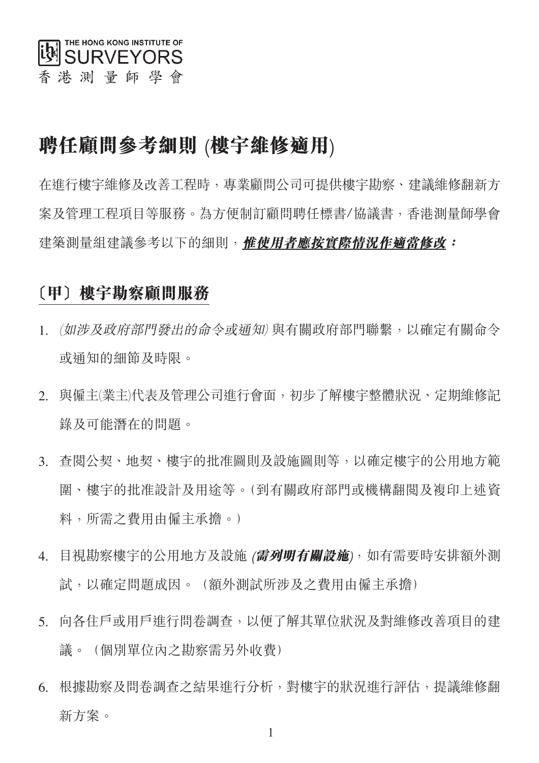THE HONG KONG INSTITUTE OF SURVEYORS
香港測量師學會

# 聘任顧問參考細則 (樓宇維修適用)

在進行樓宇維修及改善工程時，專業顧問公司可提供樓宇勘察、建議維修翻新方案及管理工程項目等服務。為方便制訂顧問聘任標書/協議書，香港測量師學會建築測量組建議參考以下的細則，***惟使用者應按實際情況作適當修改：***

## 〔甲〕樓宇勘察顧問服務

1. *(如涉及政府部門發出的命令或通知)* 與有關政府部門聯繫，以確定有關命令或通知的細節及時限。

2. 與僱主(業主)代表及管理公司進行會面，初步了解樓宇整體狀況、定期維修記錄及可能潛在的問題。

3. 查閱公契、地契、樓宇的批准圖則及設施圖則等，以確定樓宇的公用地方範圍、樓宇的批准設計及用途等。(到有關政府部門或機構翻閱及複印上述資料，所需之費用由僱主承擔。)

4. 目視勘察樓宇的公用地方及設施 ***(需列明有關設施)***，如有需要時安排額外測試，以確定問題成因。（額外測試所涉及之費用由僱主承擔）

5. 向各住戶或用戶進行問卷調查，以便了解其單位狀況及對維修改善項目的建議。（個別單位內之勘察需另外收費）

6. 根據勘察及問卷調查之結果進行分析，對樓宇的狀況進行評估，提議維修翻新方案。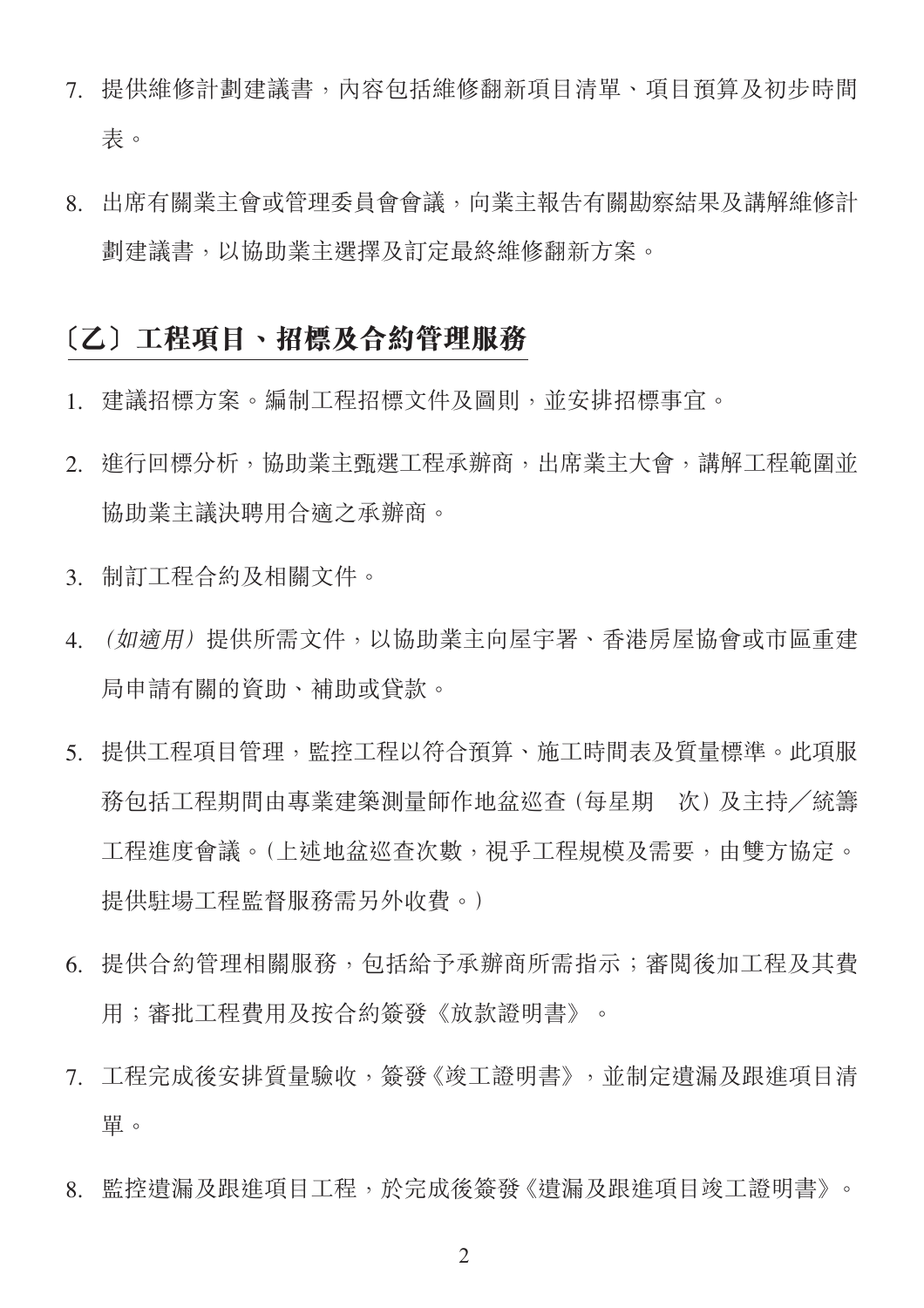7. 提供維修計劃建議書，內容包括維修翻新項目清單、項目預算及初步時間表。

8. 出席有關業主會或管理委員會會議，向業主報告有關勘察結果及講解維修計劃建議書，以協助業主選擇及訂定最終維修翻新方案。

## 〔乙〕工程項目、招標及合約管理服務

1. 建議招標方案。編制工程招標文件及圖則，並安排招標事宜。

2. 進行回標分析，協助業主甄選工程承辦商，出席業主大會，講解工程範圍並協助業主議決聘用合適之承辦商。

3. 制訂工程合約及相關文件。

4. *(如適用)* 提供所需文件，以協助業主向屋宇署、香港房屋協會或市區重建局申請有關的資助、補助或貸款。

5. 提供工程項目管理，監控工程以符合預算、施工時間表及質量標準。此項服務包括工程期間由專業建築測量師作地盆巡查 (每星期　次) 及主持／統籌工程進度會議。(上述地盆巡查次數，視乎工程規模及需要，由雙方協定。提供駐場工程監督服務需另外收費。)

6. 提供合約管理相關服務，包括給予承辦商所需指示；審閱後加工程及其費用；審批工程費用及按合約簽發《放款證明書》。

7. 工程完成後安排質量驗收，簽發《竣工證明書》，並制定遺漏及跟進項目清單。

8. 監控遺漏及跟進項目工程，於完成後簽發《遺漏及跟進項目竣工證明書》。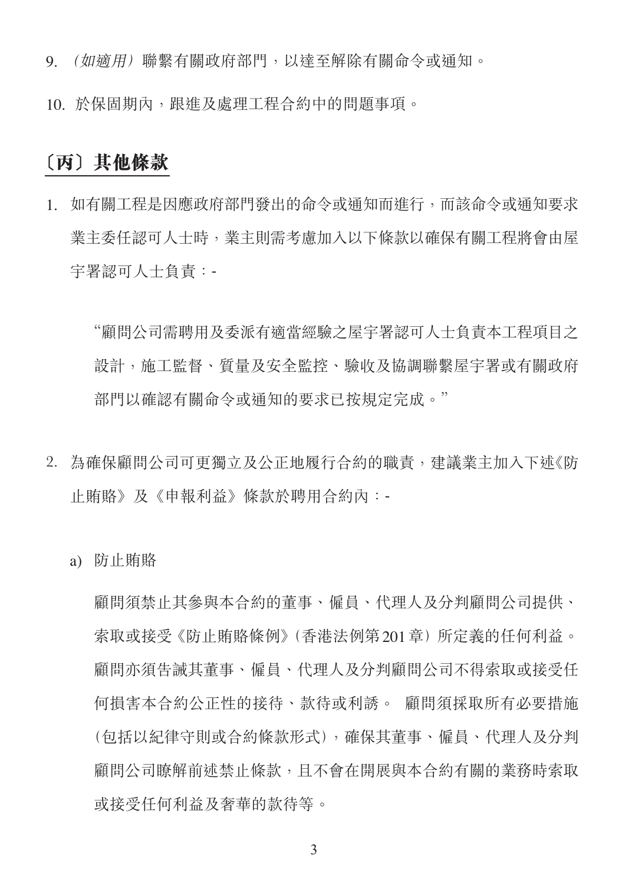9. *（如適用）*聯繫有關政府部門，以達至解除有關命令或通知。

10. 於保固期內，跟進及處理工程合約中的問題事項。

## 〔丙〕其他條款

1. 如有關工程是因應政府部門發出的命令或通知而進行，而該命令或通知要求業主委任認可人士時，業主則需考慮加入以下條款以確保有關工程將會由屋宇署認可人士負責：-

   "顧問公司需聘用及委派有適當經驗之屋宇署認可人士負責本工程項目之設計，施工監督、質量及安全監控、驗收及協調聯繫屋宇署或有關政府部門以確認有關命令或通知的要求已按規定完成。"

2. 為確保顧問公司可更獨立及公正地履行合約的職責，建議業主加入下述《防止賄賂》及《申報利益》條款於聘用合約內：-

   a) 防止賄賂

   顧問須禁止其參與本合約的董事、僱員、代理人及分判顧問公司提供、索取或接受《防止賄賂條例》(香港法例第201章）所定義的任何利益。顧問亦須告誡其董事、僱員、代理人及分判顧問公司不得索取或接受任何損害本合約公正性的接待、款待或利誘。 顧問須採取所有必要措施（包括以紀律守則或合約條款形式），確保其董事、僱員、代理人及分判顧問公司瞭解前述禁止條款，且不會在開展與本合約有關的業務時索取或接受任何利益及奢華的款待等。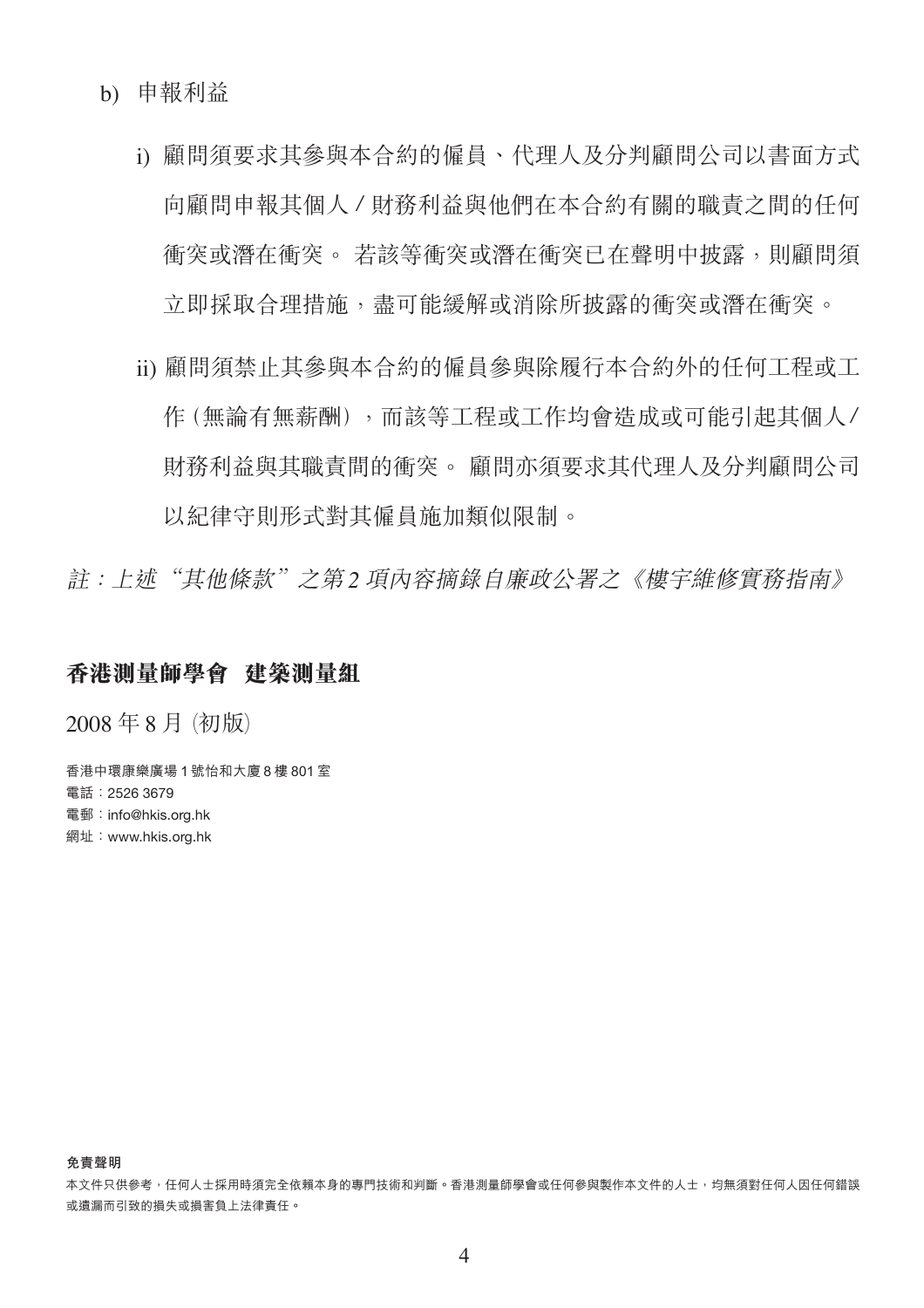b) 申報利益

i) 顧問須要求其參與本合約的僱員、代理人及分判顧問公司以書面方式向顧問申報其個人 / 財務利益與他們在本合約有關的職責之間的任何衝突或潛在衝突。 若該等衝突或潛在衝突已在聲明中披露，則顧問須立即採取合理措施，盡可能緩解或消除所披露的衝突或潛在衝突。

ii) 顧問須禁止其參與本合約的僱員參與除履行本合約外的任何工程或工作（無論有無薪酬），而該等工程或工作均會造成或可能引起其個人 / 財務利益與其職責間的衝突。 顧問亦須要求其代理人及分判顧問公司以紀律守則形式對其僱員施加類似限制。

*註：上述“其他條款”之第 2 項內容摘錄自廉政公署之《樓宇維修實務指南》*

**香港測量師學會　建築測量組**

2008 年 8 月 (初版)

香港中環康樂廣場 1 號怡和大廈 8 樓 801 室
電話：2526 3679
電郵：info@hkis.org.hk
網址：www.hkis.org.hk

**免責聲明**

本文件只供參考，任何人士採用時須完全依賴本身的專門技術和判斷。香港測量師學會或任何參與製作本文件的人士，均無須對任何人因任何錯誤或遺漏而引致的損失或損害負上法律責任。